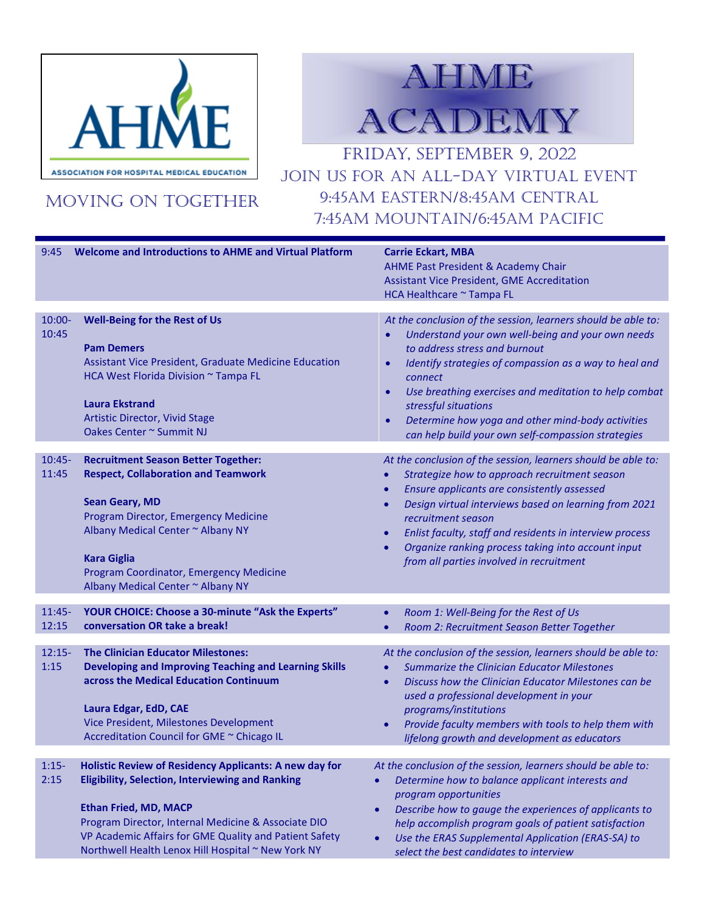AHME

ASSOCIATION FOR HOSPITAL MEDICAL EDUCATION

MOVING ON TOGETHER

# AHME ACADEMY

## FRIDAY, SEPTEMBER 9, 2022

JOIN US FOR AN ALL-DAY VIRTUAL EVENT

9:45AM EASTERN/8:45AM CENTRAL

7:45AM MOUNTAIN/6:45AM PACIFIC

| Time | Session | Details |
|---|---|---|
| 9:45 | **Welcome and Introductions to AHME and Virtual Platform** | **Carrie Eckart, MBA**<br>AHME Past President & Academy Chair<br>Assistant Vice President, GME Accreditation<br>HCA Healthcare ~ Tampa FL |
| 10:00-10:45 | **Well-Being for the Rest of Us**<br><br>**Pam Demers**<br>Assistant Vice President, Graduate Medicine Education<br>HCA West Florida Division ~ Tampa FL<br><br>**Laura Ekstrand**<br>Artistic Director, Vivid Stage<br>Oakes Center ~ Summit NJ | *At the conclusion of the session, learners should be able to:*<br>• *Understand your own well-being and your own needs to address stress and burnout*<br>• *Identify strategies of compassion as a way to heal and connect*<br>• *Use breathing exercises and meditation to help combat stressful situations*<br>• *Determine how yoga and other mind-body activities can help build your own self-compassion strategies* |
| 10:45-11:45 | **Recruitment Season Better Together: Respect, Collaboration and Teamwork**<br><br>**Sean Geary, MD**<br>Program Director, Emergency Medicine<br>Albany Medical Center ~ Albany NY<br><br>**Kara Giglia**<br>Program Coordinator, Emergency Medicine<br>Albany Medical Center ~ Albany NY | *At the conclusion of the session, learners should be able to:*<br>• *Strategize how to approach recruitment season*<br>• *Ensure applicants are consistently assessed*<br>• *Design virtual interviews based on learning from 2021 recruitment season*<br>• *Enlist faculty, staff and residents in interview process*<br>• *Organize ranking process taking into account input from all parties involved in recruitment* |
| 11:45-12:15 | **YOUR CHOICE: Choose a 30-minute "Ask the Experts" conversation OR take a break!** | • *Room 1: Well-Being for the Rest of Us*<br>• *Room 2: Recruitment Season Better Together* |
| 12:15-1:15 | **The Clinician Educator Milestones: Developing and Improving Teaching and Learning Skills across the Medical Education Continuum**<br><br>**Laura Edgar, EdD, CAE**<br>Vice President, Milestones Development<br>Accreditation Council for GME ~ Chicago IL | *At the conclusion of the session, learners should be able to:*<br>• *Summarize the Clinician Educator Milestones*<br>• *Discuss how the Clinician Educator Milestones can be used a professional development in your programs/institutions*<br>• *Provide faculty members with tools to help them with lifelong growth and development as educators* |
| 1:15-2:15 | **Holistic Review of Residency Applicants: A new day for Eligibility, Selection, Interviewing and Ranking**<br><br>**Ethan Fried, MD, MACP**<br>Program Director, Internal Medicine & Associate DIO<br>VP Academic Affairs for GME Quality and Patient Safety<br>Northwell Health Lenox Hill Hospital ~ New York NY | *At the conclusion of the session, learners should be able to:*<br>• *Determine how to balance applicant interests and program opportunities*<br>• *Describe how to gauge the experiences of applicants to help accomplish program goals of patient satisfaction*<br>• *Use the ERAS Supplemental Application (ERAS-SA) to select the best candidates to interview* |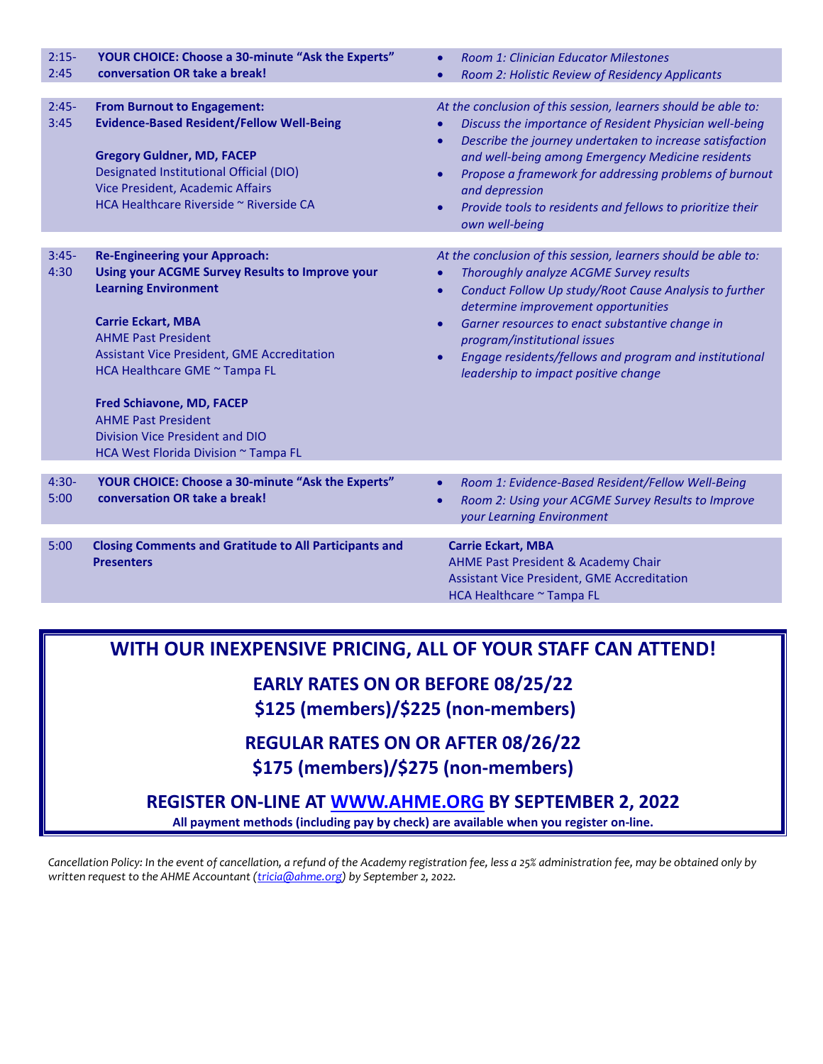| | | |
|---|---|---|
| 2:15-2:45 | **YOUR CHOICE: Choose a 30-minute "Ask the Experts" conversation OR take a break!** | • *Room 1: Clinician Educator Milestones*<br>• *Room 2: Holistic Review of Residency Applicants* |
| 2:45-3:45 | **From Burnout to Engagement:**<br>**Evidence-Based Resident/Fellow Well-Being**<br><br>**Gregory Guldner, MD, FACEP**<br>Designated Institutional Official (DIO)<br>Vice President, Academic Affairs<br>HCA Healthcare Riverside ~ Riverside CA | *At the conclusion of this session, learners should be able to:*<br>• *Discuss the importance of Resident Physician well-being*<br>• *Describe the journey undertaken to increase satisfaction and well-being among Emergency Medicine residents*<br>• *Propose a framework for addressing problems of burnout and depression*<br>• *Provide tools to residents and fellows to prioritize their own well-being* |
| 3:45-4:30 | **Re-Engineering your Approach:**<br>**Using your ACGME Survey Results to Improve your Learning Environment**<br><br>**Carrie Eckart, MBA**<br>AHME Past President<br>Assistant Vice President, GME Accreditation<br>HCA Healthcare GME ~ Tampa FL<br><br>**Fred Schiavone, MD, FACEP**<br>AHME Past President<br>Division Vice President and DIO<br>HCA West Florida Division ~ Tampa FL | *At the conclusion of this session, learners should be able to:*<br>• *Thoroughly analyze ACGME Survey results*<br>• *Conduct Follow Up study/Root Cause Analysis to further determine improvement opportunities*<br>• *Garner resources to enact substantive change in program/institutional issues*<br>• *Engage residents/fellows and program and institutional leadership to impact positive change* |
| 4:30-5:00 | **YOUR CHOICE: Choose a 30-minute "Ask the Experts" conversation OR take a break!** | • *Room 1: Evidence-Based Resident/Fellow Well-Being*<br>• *Room 2: Using your ACGME Survey Results to Improve your Learning Environment* |
| 5:00 | **Closing Comments and Gratitude to All Participants and Presenters** | **Carrie Eckart, MBA**<br>AHME Past President & Academy Chair<br>Assistant Vice President, GME Accreditation<br>HCA Healthcare ~ Tampa FL |

## WITH OUR INEXPENSIVE PRICING, ALL OF YOUR STAFF CAN ATTEND!

**EARLY RATES ON OR BEFORE 08/25/22**
**$125 (members)/$225 (non-members)**

**REGULAR RATES ON OR AFTER 08/26/22**
**$175 (members)/$275 (non-members)**

**REGISTER ON-LINE AT WWW.AHME.ORG BY SEPTEMBER 2, 2022**

**All payment methods (including pay by check) are available when you register on-line.**

*Cancellation Policy: In the event of cancellation, a refund of the Academy registration fee, less a 25% administration fee, may be obtained only by written request to the AHME Accountant (tricia@ahme.org) by September 2, 2022.*